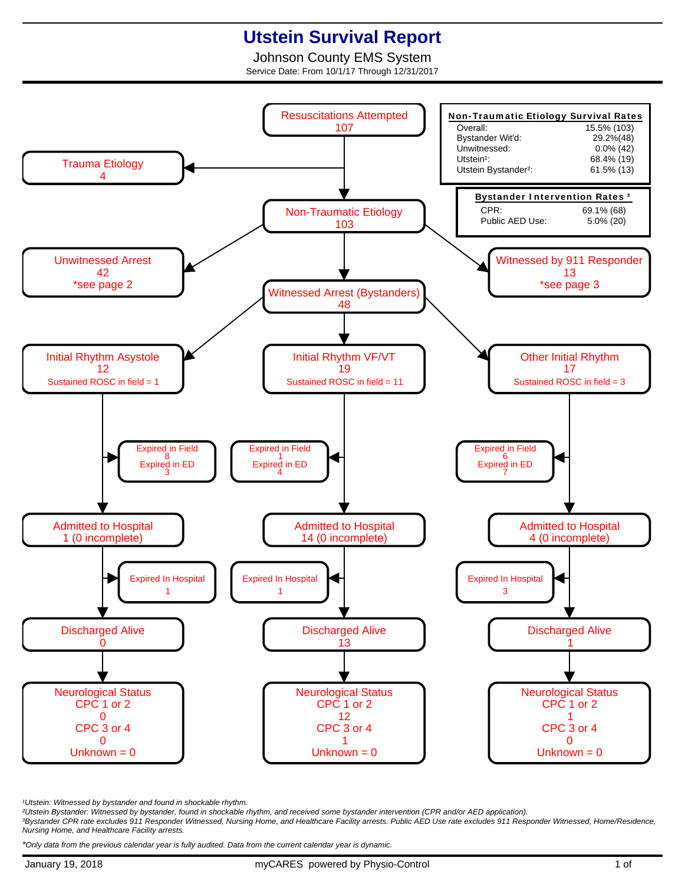# Utstein Survival Report

Johnson County EMS System

Service Date: From 10/1/17 Through 12/31/2017

**Non-Traumatic Etiology Survival Rates**

| | |
|---|---|
| Overall: | 15.5% (103) |
| Bystander Wit'd: | 29.2%(48) |
| Unwitnessed: | 0.0% (42) |
| Utstein[1]: | 68.4% (19) |
| Utstein Bystander[2]: | 61.5% (13) |

**Bystander Intervention Rates [3]**

| | |
|---|---|
| CPR: | 69.1% (68) |
| Public AED Use: | 5.0% (20) |

Resuscitations Attempted
107

Trauma Etiology
4

Non-Traumatic Etiology
103

Unwitnessed Arrest
42
*see page 2

Witnessed Arrest (Bystanders)
48

Witnessed by 911 Responder
13
*see page 3

| | Initial Rhythm Asystole | Initial Rhythm VF/VT | Other Initial Rhythm |
|---|---|---|---|
| Count | 12 | 19 | 17 |
| Sustained ROSC in field | 1 | 11 | 3 |
| Expired in Field | 8 | 1 | 6 |
| Expired in ED | 3 | 4 | 7 |
| Admitted to Hospital | 1 (0 incomplete) | 14 (0 incomplete) | 4 (0 incomplete) |
| Expired In Hospital | 1 | 1 | 3 |
| Discharged Alive | 0 | 13 | 1 |
| Neurological Status CPC 1 or 2 | 0 | 12 | 1 |
| Neurological Status CPC 3 or 4 | 0 | 1 | 0 |
| Unknown | 0 | 0 | 0 |

*[1]Utstein: Witnessed by bystander and found in shockable rhythm.*
*[2]Utstein Bystander: Witnessed by bystander, found in shockable rhythm, and received some bystander intervention (CPR and/or AED application).*
*[3]Bystander CPR rate excludes 911 Responder Witnessed, Nursing Home, and Healthcare Facility arrests. Public AED Use rate excludes 911 Responder Witnessed, Home/Residence, Nursing Home, and Healthcare Facility arrests.*

*\*Only data from the previous calendar year is fully audited. Data from the current calendar year is dynamic.*

January 19, 2018 — myCARES powered by Physio-Control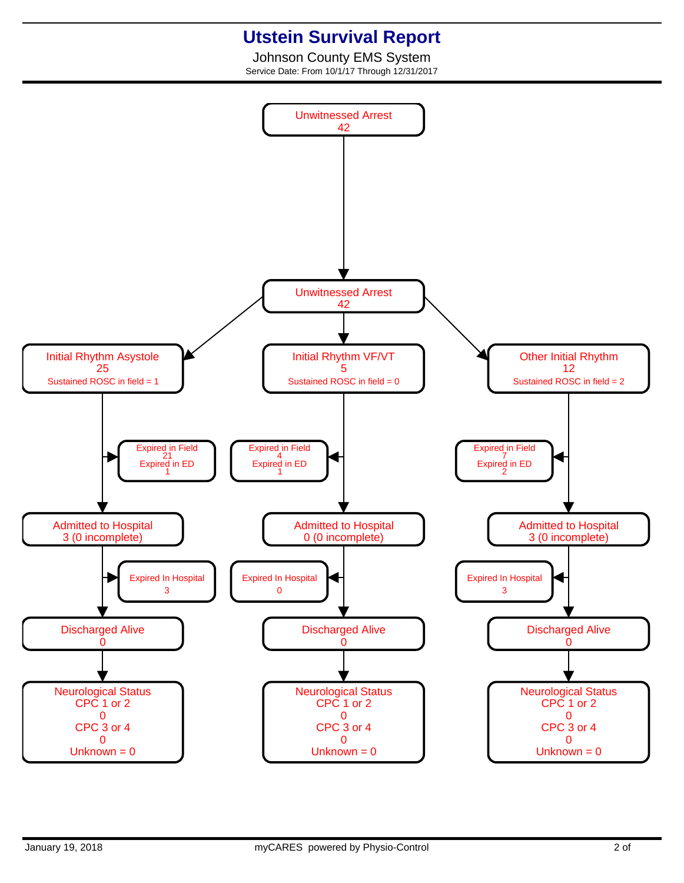# Utstein Survival Report

Johnson County EMS System

Service Date: From 10/1/17 Through 12/31/2017

Unwitnessed Arrest
42

Unwitnessed Arrest
42

| | Initial Rhythm Asystole | Initial Rhythm VF/VT | Other Initial Rhythm |
|---|---|---|---|
| Count | 25 | 5 | 12 |
| Sustained ROSC in field | 1 | 0 | 2 |
| Expired in Field | 21 | 4 | 7 |
| Expired in ED | 1 | 1 | 2 |
| Admitted to Hospital | 3 (0 incomplete) | 0 (0 incomplete) | 3 (0 incomplete) |
| Expired In Hospital | 3 | 0 | 3 |
| Discharged Alive | 0 | 0 | 0 |
| Neurological Status CPC 1 or 2 | 0 | 0 | 0 |
| Neurological Status CPC 3 or 4 | 0 | 0 | 0 |
| Neurological Status Unknown | 0 | 0 | 0 |

January 19, 2018 | myCARES powered by Physio-Control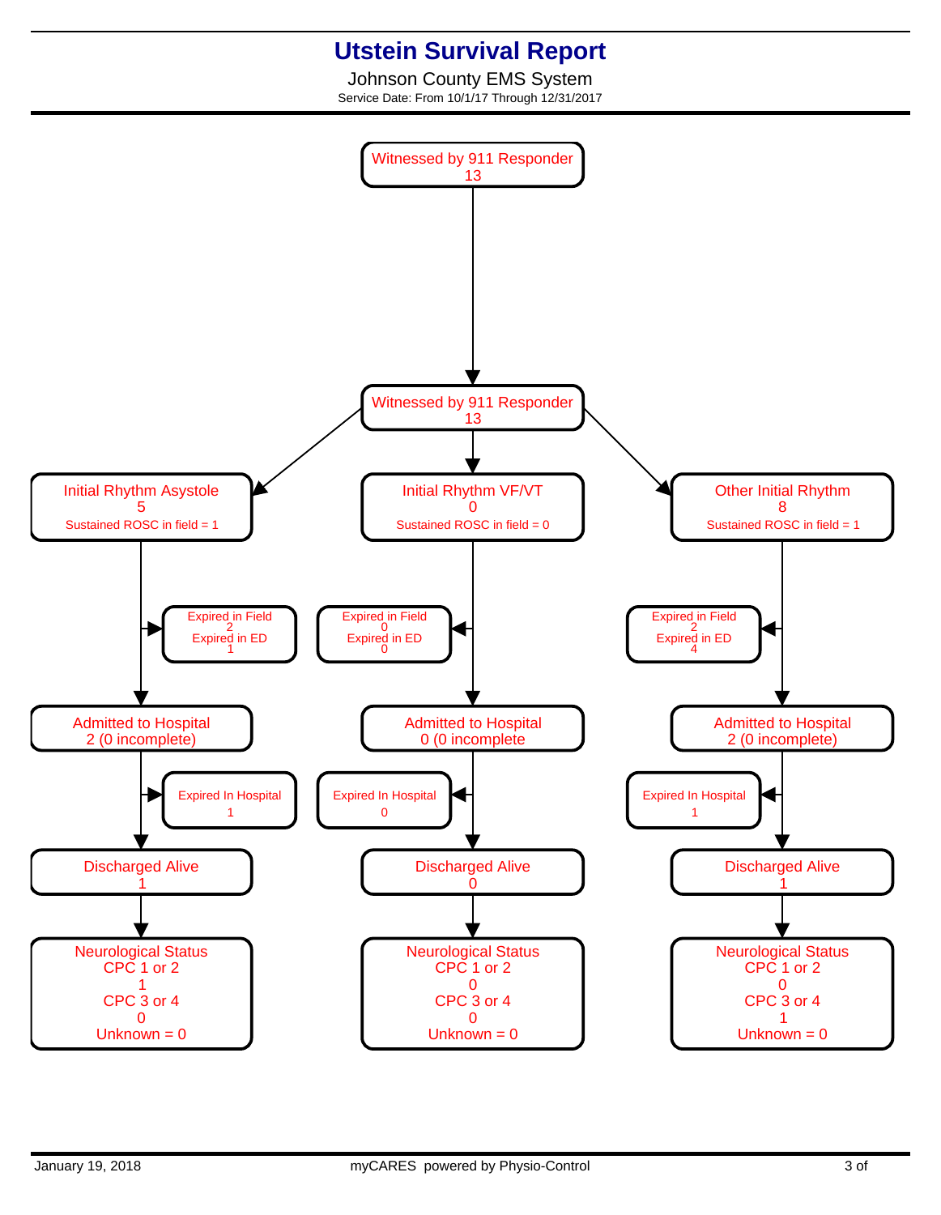# Utstein Survival Report

Johnson County EMS System

Service Date: From 10/1/17 Through 12/31/2017

Witnessed by 911 Responder
13

Witnessed by 911 Responder
13

Initial Rhythm Asystole
5
Sustained ROSC in field = 1

Initial Rhythm VF/VT
0
Sustained ROSC in field = 0

Other Initial Rhythm
8
Sustained ROSC in field = 1

Expired in Field
2
Expired in ED
1

Expired in Field
0
Expired in ED
0

Expired in Field
2
Expired in ED
4

Admitted to Hospital
2 (0 incomplete)

Admitted to Hospital
0 (0 incomplete

Admitted to Hospital
2 (0 incomplete)

Expired In Hospital
1

Expired In Hospital
0

Expired In Hospital
1

Discharged Alive
1

Discharged Alive
0

Discharged Alive
1

Neurological Status
CPC 1 or 2
1
CPC 3 or 4
0
Unknown = 0

Neurological Status
CPC 1 or 2
0
CPC 3 or 4
0
Unknown = 0

Neurological Status
CPC 1 or 2
0
CPC 3 or 4
1
Unknown = 0

January 19, 2018

myCARES powered by Physio-Control